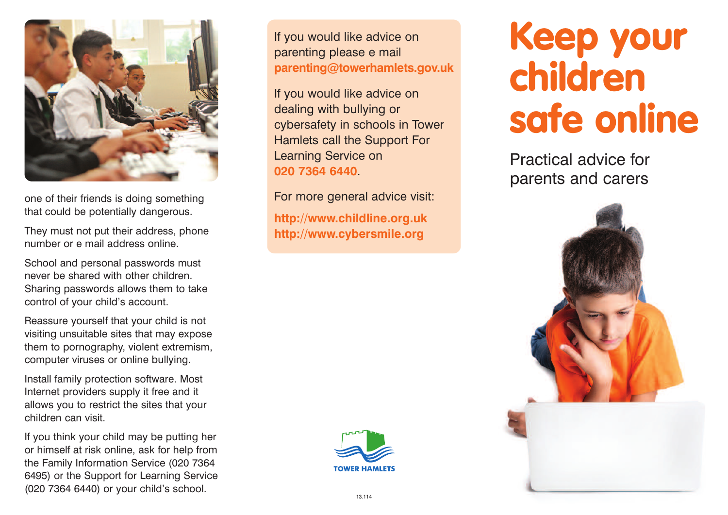one of their friends is doing something that could be potentially dangerous.

They must not put their address, phone number or e mail address online.

School and personal passwords must never be shared with other children. Sharing passwords allows them to take control of your child's account.

Reassure yourself that your child is not visiting unsuitable sites that may expose them to pornography, violent extremism, computer viruses or online bullying.

Install family protection software. Most Internet providers supply it free and it allows you to restrict the sites that your children can visit.

If you think your child may be putting her or himself at risk online, ask for help from the Family Information Service (020 7364 6495) or the Support for Learning Service (020 7364 6440) or your child's school.

If you would like advice on parenting please e mail **parenting@towerhamlets.gov.uk**

If you would like advice on dealing with bullying or cybersafety in schools in Tower Hamlets call the Support For Learning Service on **020 7364 6440**.

For more general advice visit:

**http://www.childline.org.uk**
**http://www.cybersmile.org**

TOWER HAMLETS

13.114

# Keep your children safe online

Practical advice for parents and carers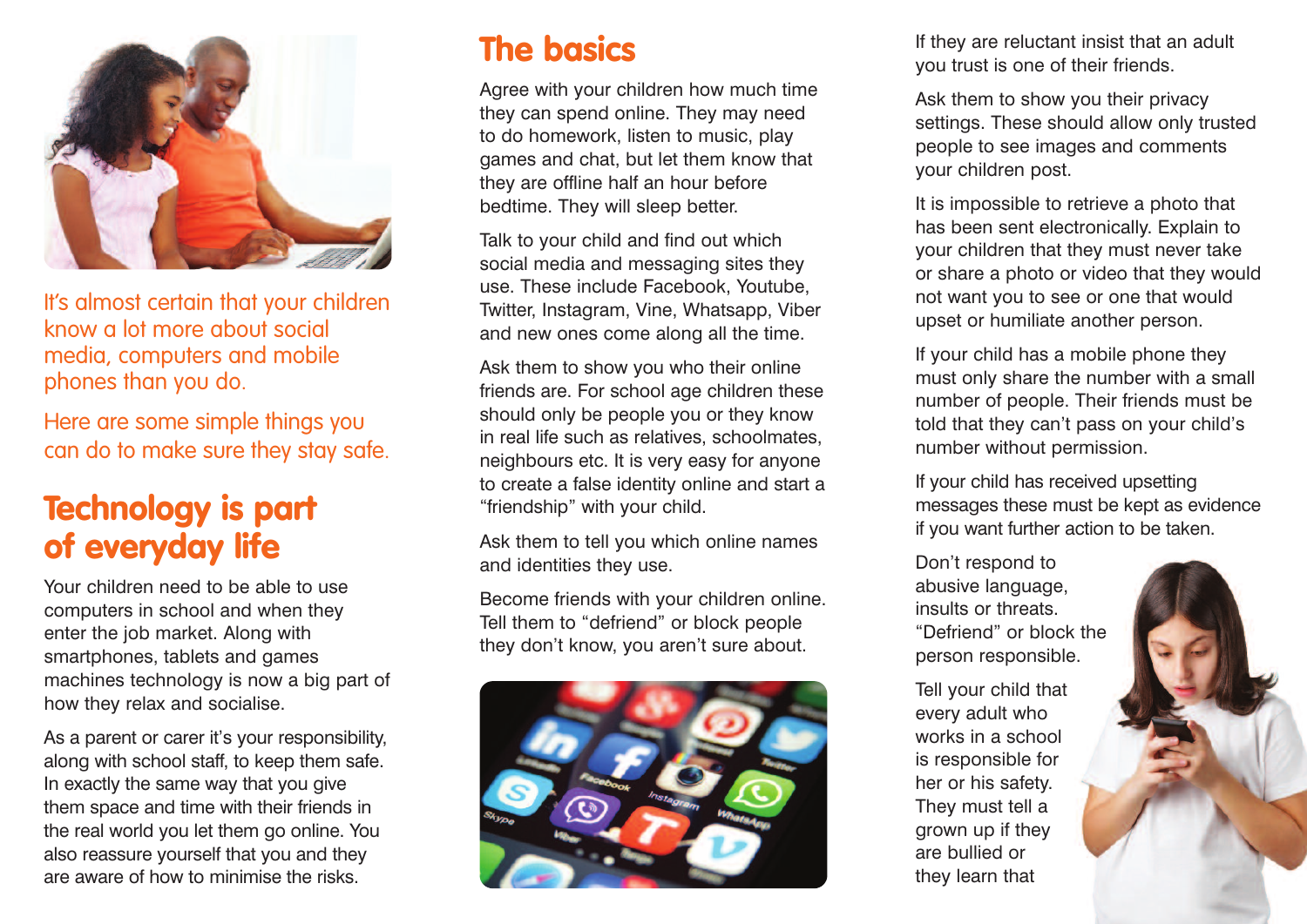It's almost certain that your children know a lot more about social media, computers and mobile phones than you do.

Here are some simple things you can do to make sure they stay safe.

## Technology is part of everyday life

Your children need to be able to use computers in school and when they enter the job market. Along with smartphones, tablets and games machines technology is now a big part of how they relax and socialise.

As a parent or carer it's your responsibility, along with school staff, to keep them safe. In exactly the same way that you give them space and time with their friends in the real world you let them go online. You also reassure yourself that you and they are aware of how to minimise the risks.

## The basics

Agree with your children how much time they can spend online. They may need to do homework, listen to music, play games and chat, but let them know that they are offline half an hour before bedtime. They will sleep better.

Talk to your child and find out which social media and messaging sites they use. These include Facebook, Youtube, Twitter, Instagram, Vine, Whatsapp, Viber and new ones come along all the time.

Ask them to show you who their online friends are. For school age children these should only be people you or they know in real life such as relatives, schoolmates, neighbours etc. It is very easy for anyone to create a false identity online and start a "friendship" with your child.

Ask them to tell you which online names and identities they use.

Become friends with your children online. Tell them to "defriend" or block people they don't know, you aren't sure about.

If they are reluctant insist that an adult you trust is one of their friends.

Ask them to show you their privacy settings. These should allow only trusted people to see images and comments your children post.

It is impossible to retrieve a photo that has been sent electronically. Explain to your children that they must never take or share a photo or video that they would not want you to see or one that would upset or humiliate another person.

If your child has a mobile phone they must only share the number with a small number of people. Their friends must be told that they can't pass on your child's number without permission.

If your child has received upsetting messages these must be kept as evidence if you want further action to be taken.

Don't respond to abusive language, insults or threats. "Defriend" or block the person responsible.

Tell your child that every adult who works in a school is responsible for her or his safety. They must tell a grown up if they are bullied or they learn that